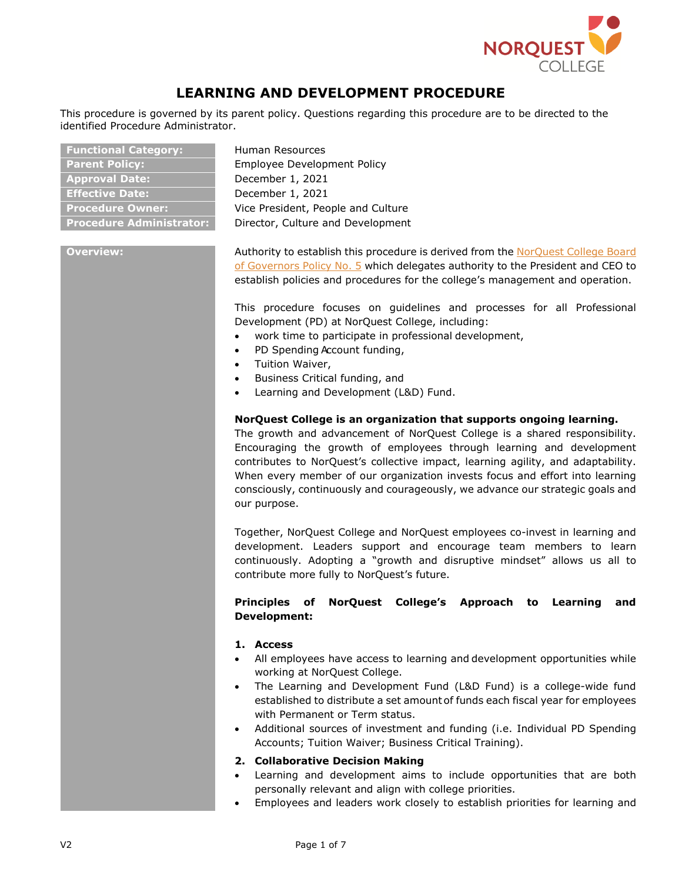# LEARNING AND DEVELOPMENT PROCEDURE

This procedure is governed by its parent policy. Questions regarding this procedure are to be directed to the identified Procedure Administrator.

| | |
|---|---|
| **Functional Category:** | Human Resources |
| **Parent Policy:** | Employee Development Policy |
| **Approval Date:** | December 1, 2021 |
| **Effective Date:** | December 1, 2021 |
| **Procedure Owner:** | Vice President, People and Culture |
| **Procedure Administrator:** | Director, Culture and Development |

**Overview:**

Authority to establish this procedure is derived from the NorQuest College Board of Governors Policy No. 5 which delegates authority to the President and CEO to establish policies and procedures for the college's management and operation.

This procedure focuses on guidelines and processes for all Professional Development (PD) at NorQuest College, including:

- work time to participate in professional development,
- PD Spending Account funding,
- Tuition Waiver,
- Business Critical funding, and
- Learning and Development (L&D) Fund.

**NorQuest College is an organization that supports ongoing learning.**
The growth and advancement of NorQuest College is a shared responsibility. Encouraging the growth of employees through learning and development contributes to NorQuest's collective impact, learning agility, and adaptability. When every member of our organization invests focus and effort into learning consciously, continuously and courageously, we advance our strategic goals and our purpose.

Together, NorQuest College and NorQuest employees co-invest in learning and development. Leaders support and encourage team members to learn continuously. Adopting a "growth and disruptive mindset" allows us all to contribute more fully to NorQuest's future.

**Principles of NorQuest College's Approach to Learning and Development:**

**1. Access**

- All employees have access to learning and development opportunities while working at NorQuest College.
- The Learning and Development Fund (L&D Fund) is a college-wide fund established to distribute a set amount of funds each fiscal year for employees with Permanent or Term status.
- Additional sources of investment and funding (i.e. Individual PD Spending Accounts; Tuition Waiver; Business Critical Training).

**2. Collaborative Decision Making**

- Learning and development aims to include opportunities that are both personally relevant and align with college priorities.
- Employees and leaders work closely to establish priorities for learning and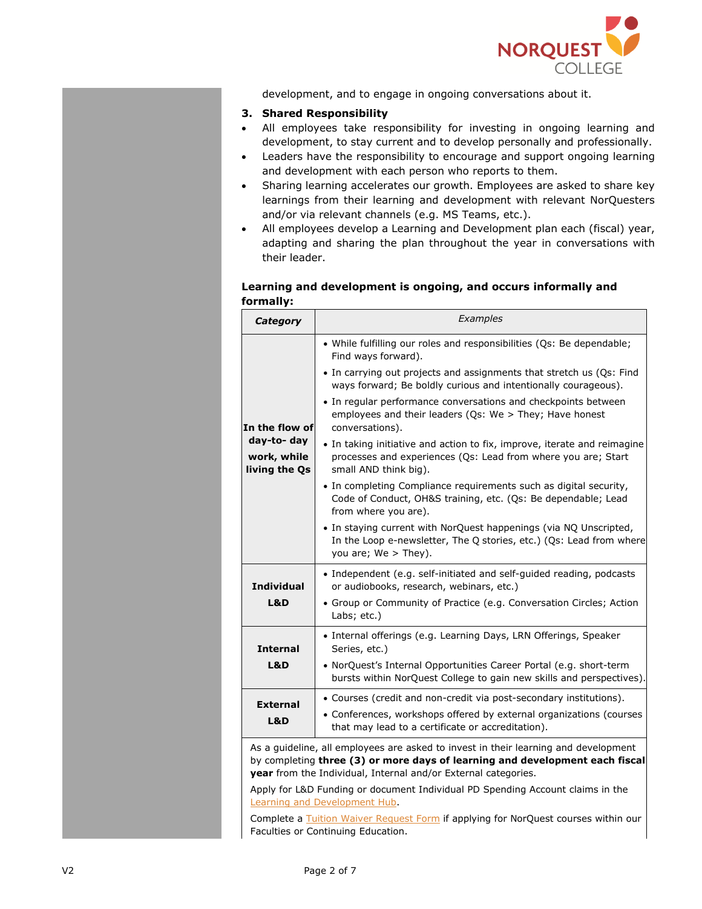development, and to engage in ongoing conversations about it.

**3. Shared Responsibility**

- All employees take responsibility for investing in ongoing learning and development, to stay current and to develop personally and professionally.
- Leaders have the responsibility to encourage and support ongoing learning and development with each person who reports to them.
- Sharing learning accelerates our growth. Employees are asked to share key learnings from their learning and development with relevant NorQuesters and/or via relevant channels (e.g. MS Teams, etc.).
- All employees develop a Learning and Development plan each (fiscal) year, adapting and sharing the plan throughout the year in conversations with their leader.

**Learning and development is ongoing, and occurs informally and formally:**

| ***Category*** | *Examples* |
|---|---|
| **In the flow of day-to- day work, while living the Qs** | • While fulfilling our roles and responsibilities (Qs: Be dependable; Find ways forward).<br>• In carrying out projects and assignments that stretch us (Qs: Find ways forward; Be boldly curious and intentionally courageous).<br>• In regular performance conversations and checkpoints between employees and their leaders (Qs: We > They; Have honest conversations).<br>• In taking initiative and action to fix, improve, iterate and reimagine processes and experiences (Qs: Lead from where you are; Start small AND think big).<br>• In completing Compliance requirements such as digital security, Code of Conduct, OH&S training, etc. (Qs: Be dependable; Lead from where you are).<br>• In staying current with NorQuest happenings (via NQ Unscripted, In the Loop e-newsletter, The Q stories, etc.) (Qs: Lead from where you are; We > They). |
| **Individual L&D** | • Independent (e.g. self-initiated and self-guided reading, podcasts or audiobooks, research, webinars, etc.)<br>• Group or Community of Practice (e.g. Conversation Circles; Action Labs; etc.) |
| **Internal L&D** | • Internal offerings (e.g. Learning Days, LRN Offerings, Speaker Series, etc.)<br>• NorQuest's Internal Opportunities Career Portal (e.g. short-term bursts within NorQuest College to gain new skills and perspectives). |
| **External L&D** | • Courses (credit and non-credit via post-secondary institutions).<br>• Conferences, workshops offered by external organizations (courses that may lead to a certificate or accreditation). |
| As a guideline, all employees are asked to invest in their learning and development by completing **three (3) or more days of learning and development each fiscal year** from the Individual, Internal and/or External categories.<br><br>Apply for L&D Funding or document Individual PD Spending Account claims in the Learning and Development Hub.<br><br>Complete a Tuition Waiver Request Form if applying for NorQuest courses within our Faculties or Continuing Education. | |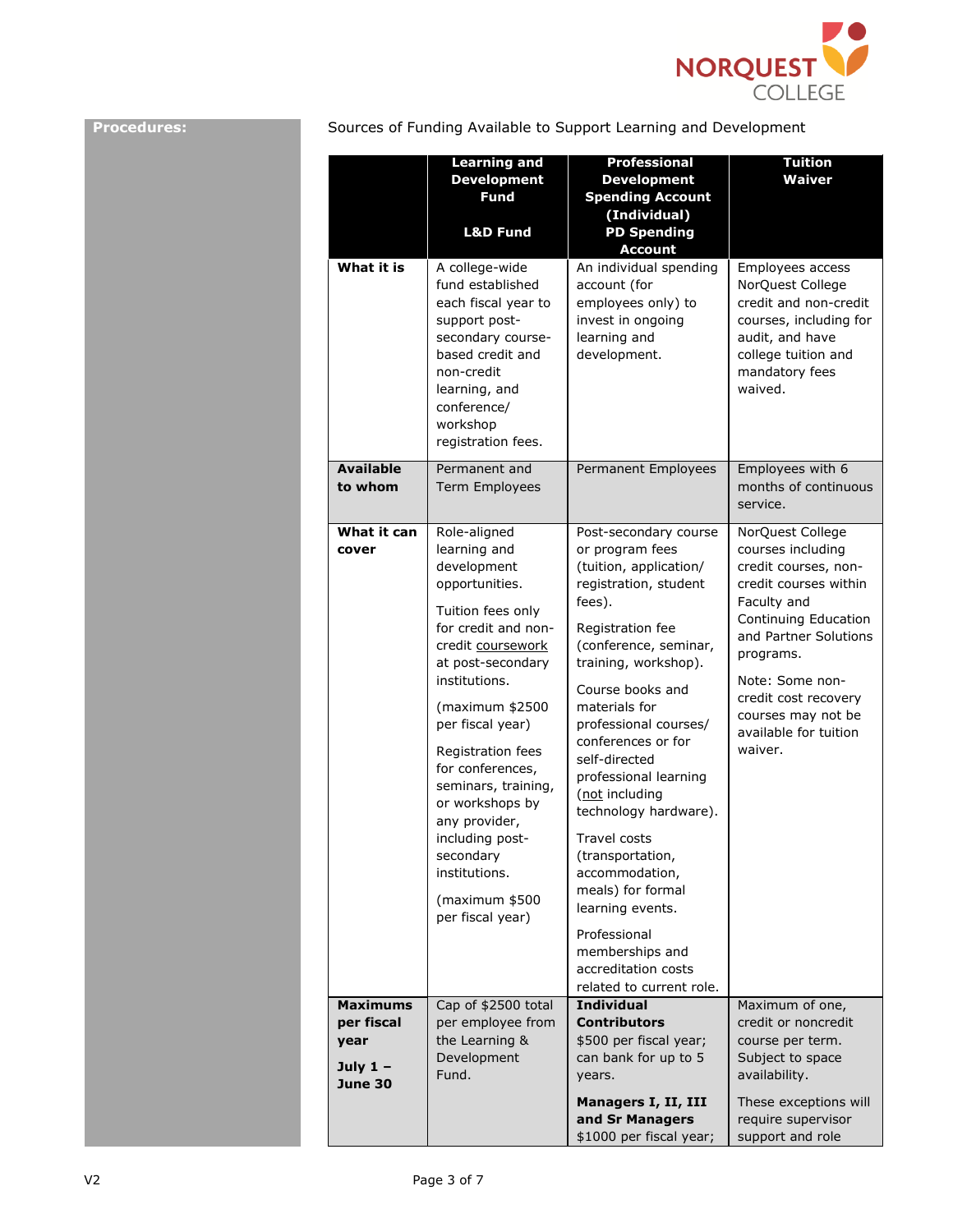**Procedures:**

Sources of Funding Available to Support Learning and Development

| | **Learning and Development Fund**<br><br>**L&D Fund** | **Professional Development Spending Account (Individual) PD Spending Account** | **Tuition Waiver** |
|---|---|---|---|
| **What it is** | A college-wide fund established each fiscal year to support post-secondary course-based credit and non-credit learning, and conference/ workshop registration fees. | An individual spending account (for employees only) to invest in ongoing learning and development. | Employees access NorQuest College credit and non-credit courses, including for audit, and have college tuition and mandatory fees waived. |
| **Available to whom** | Permanent and Term Employees | Permanent Employees | Employees with 6 months of continuous service. |
| **What it can cover** | Role-aligned learning and development opportunities.<br><br>Tuition fees only for credit and non-credit coursework at post-secondary institutions.<br><br>(maximum $2500 per fiscal year)<br><br>Registration fees for conferences, seminars, training, or workshops by any provider, including post-secondary institutions.<br><br>(maximum $500 per fiscal year) | Post-secondary course or program fees (tuition, application/ registration, student fees).<br><br>Registration fee (conference, seminar, training, workshop).<br><br>Course books and materials for professional courses/ conferences or for self-directed professional learning (not including technology hardware).<br><br>Travel costs (transportation, accommodation, meals) for formal learning events.<br><br>Professional memberships and accreditation costs related to current role. | NorQuest College courses including credit courses, non-credit courses within Faculty and Continuing Education and Partner Solutions programs.<br><br>Note: Some non-credit cost recovery courses may not be available for tuition waiver. |
| **Maximums per fiscal year**<br><br>**July 1 – June 30** | Cap of $2500 total per employee from the Learning & Development Fund. | **Individual Contributors** $500 per fiscal year; can bank for up to 5 years.<br><br>**Managers I, II, III and Sr Managers** $1000 per fiscal year; | Maximum of one, credit or noncredit course per term. Subject to space availability.<br><br>These exceptions will require supervisor support and role |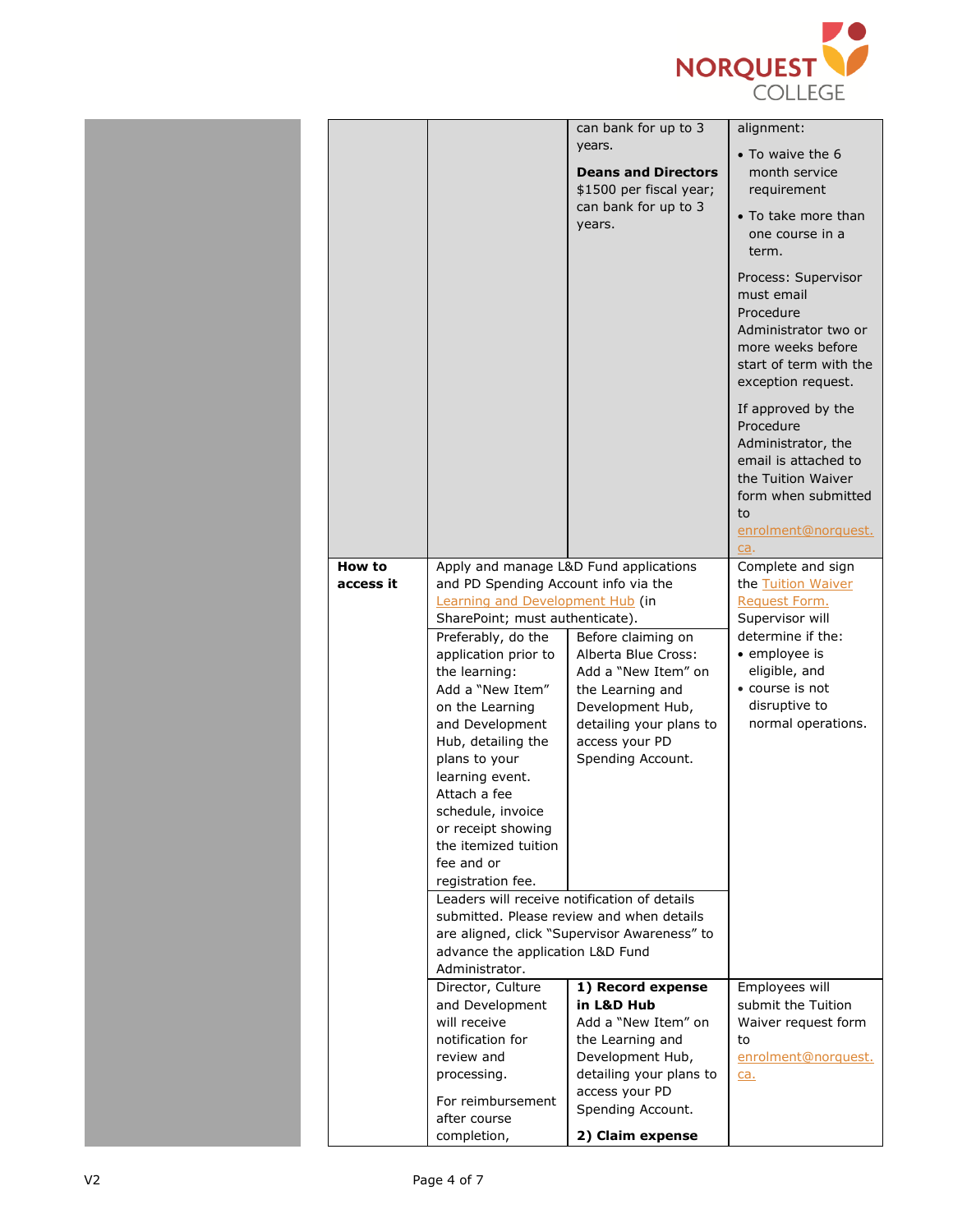| | | | |
|---|---|---|---|
| | | can bank for up to 3 years.<br><br>**Deans and Directors** $1500 per fiscal year; can bank for up to 3 years. | alignment:<br>• To waive the 6 month service requirement<br>• To take more than one course in a term.<br><br>Process: Supervisor must email Procedure Administrator two or more weeks before start of term with the exception request.<br><br>If approved by the Procedure Administrator, the email is attached to the Tuition Waiver form when submitted to enrolment@norquest.ca. |
| **How to access it** | Apply and manage L&D Fund applications and PD Spending Account info via the Learning and Development Hub (in SharePoint; must authenticate). | | Complete and sign the Tuition Waiver Request Form. Supervisor will determine if the:<br>• employee is eligible, and<br>• course is not disruptive to normal operations. |
| | Preferably, do the application prior to the learning: Add a "New Item" on the Learning and Development Hub, detailing the plans to your learning event. Attach a fee schedule, invoice or receipt showing the itemized tuition fee and or registration fee. | Before claiming on Alberta Blue Cross: Add a "New Item" on the Learning and Development Hub, detailing your plans to access your PD Spending Account. | |
| | Leaders will receive notification of details submitted. Please review and when details are aligned, click "Supervisor Awareness" to advance the application L&D Fund Administrator. | | |
| | Director, Culture and Development will receive notification for review and processing.<br><br>For reimbursement after course completion, | **1) Record expense in L&D Hub**<br>Add a "New Item" on the Learning and Development Hub, detailing your plans to access your PD Spending Account.<br><br>**2) Claim expense** | Employees will submit the Tuition Waiver request form to enrolment@norquest.ca. |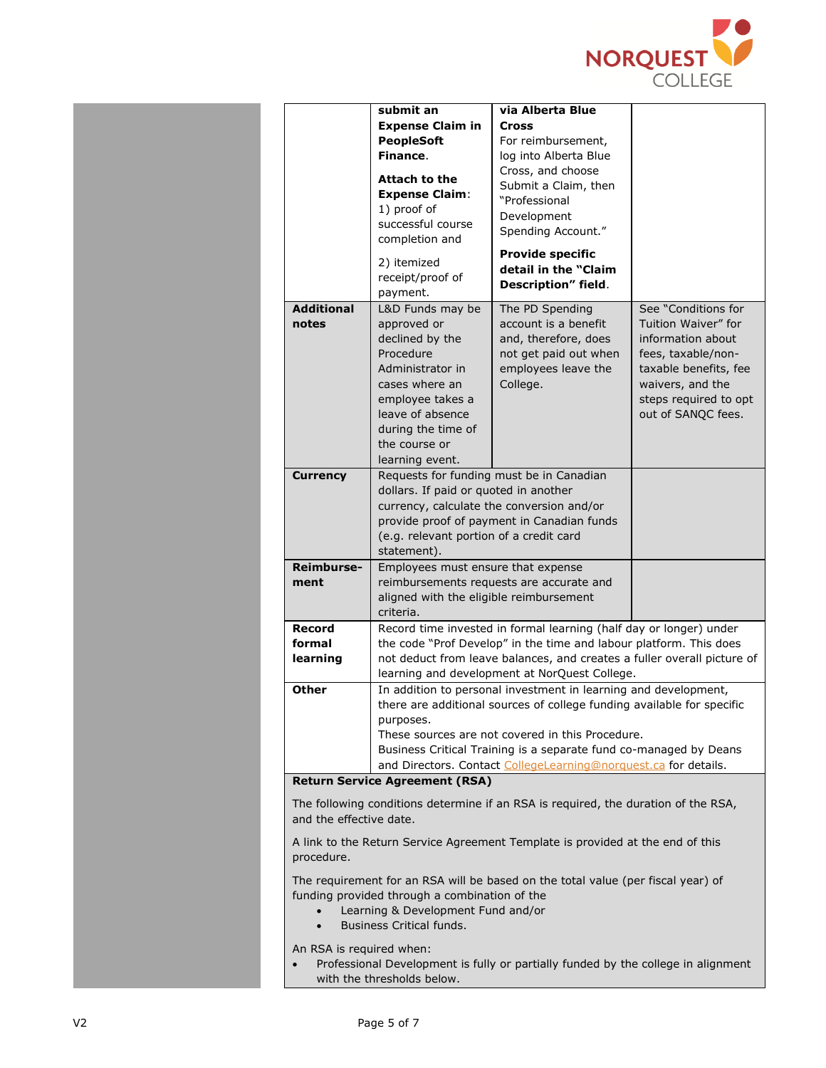| | | | |
|---|---|---|---|
| | **submit an Expense Claim in PeopleSoft Finance**.<br><br>**Attach to the Expense Claim**:<br>1) proof of successful course completion and<br><br>2) itemized receipt/proof of payment. | **via Alberta Blue Cross**<br>For reimbursement, log into Alberta Blue Cross, and choose Submit a Claim, then "Professional Development Spending Account."<br><br>**Provide specific detail in the "Claim Description" field**. | |
| **Additional notes** | L&D Funds may be approved or declined by the Procedure Administrator in cases where an employee takes a leave of absence during the time of the course or learning event. | The PD Spending account is a benefit and, therefore, does not get paid out when employees leave the College. | See "Conditions for Tuition Waiver" for information about fees, taxable/non-taxable benefits, fee waivers, and the steps required to opt out of SANQC fees. |
| **Currency** | Requests for funding must be in Canadian dollars. If paid or quoted in another currency, calculate the conversion and/or provide proof of payment in Canadian funds (e.g. relevant portion of a credit card statement). | | |
| **Reimburse-ment** | Employees must ensure that expense reimbursements requests are accurate and aligned with the eligible reimbursement criteria. | | |
| **Record formal learning** | Record time invested in formal learning (half day or longer) under the code "Prof Develop" in the time and labour platform. This does not deduct from leave balances, and creates a fuller overall picture of learning and development at NorQuest College. | | |
| **Other** | In addition to personal investment in learning and development, there are additional sources of college funding available for specific purposes.<br>These sources are not covered in this Procedure.<br>Business Critical Training is a separate fund co-managed by Deans and Directors. Contact CollegeLearning@norquest.ca for details. | | |

**Return Service Agreement (RSA)**

The following conditions determine if an RSA is required, the duration of the RSA, and the effective date.

A link to the Return Service Agreement Template is provided at the end of this procedure.

The requirement for an RSA will be based on the total value (per fiscal year) of funding provided through a combination of the

- Learning & Development Fund and/or
- Business Critical funds.

An RSA is required when:

- Professional Development is fully or partially funded by the college in alignment with the thresholds below.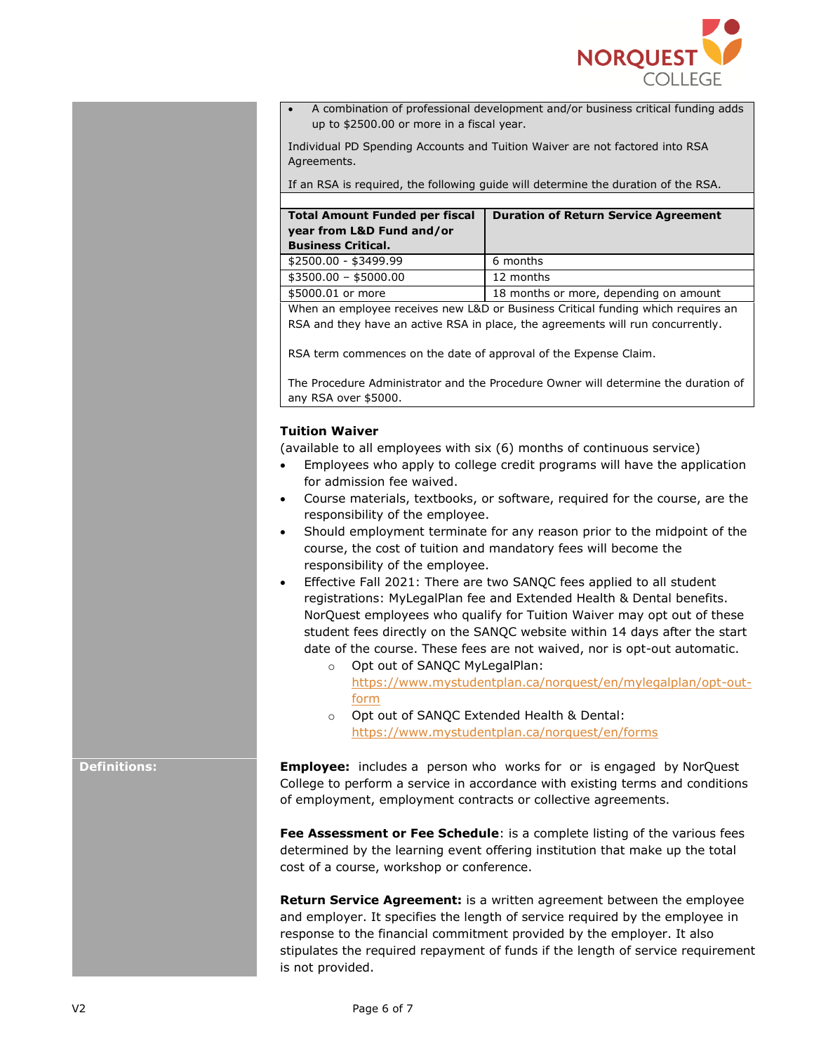- A combination of professional development and/or business critical funding adds up to $2500.00 or more in a fiscal year.

Individual PD Spending Accounts and Tuition Waiver are not factored into RSA Agreements.

If an RSA is required, the following guide will determine the duration of the RSA.

| Total Amount Funded per fiscal year from L&D Fund and/or Business Critical. | Duration of Return Service Agreement |
|---|---|
| $2500.00 - $3499.99 | 6 months |
| $3500.00 – $5000.00 | 12 months |
| $5000.01 or more | 18 months or more, depending on amount |

When an employee receives new L&D or Business Critical funding which requires an RSA and they have an active RSA in place, the agreements will run concurrently.

RSA term commences on the date of approval of the Expense Claim.

The Procedure Administrator and the Procedure Owner will determine the duration of any RSA over $5000.

**Tuition Waiver**

(available to all employees with six (6) months of continuous service)

- Employees who apply to college credit programs will have the application for admission fee waived.
- Course materials, textbooks, or software, required for the course, are the responsibility of the employee.
- Should employment terminate for any reason prior to the midpoint of the course, the cost of tuition and mandatory fees will become the responsibility of the employee.
- Effective Fall 2021: There are two SANQC fees applied to all student registrations: MyLegalPlan fee and Extended Health & Dental benefits. NorQuest employees who qualify for Tuition Waiver may opt out of these student fees directly on the SANQC website within 14 days after the start date of the course. These fees are not waived, nor is opt-out automatic.
  - Opt out of SANQC MyLegalPlan: https://www.mystudentplan.ca/norquest/en/mylegalplan/opt-out-form
  - Opt out of SANQC Extended Health & Dental: https://www.mystudentplan.ca/norquest/en/forms

**Definitions:**

**Employee:** includes a person who works for or is engaged by NorQuest College to perform a service in accordance with existing terms and conditions of employment, employment contracts or collective agreements.

**Fee Assessment or Fee Schedule**: is a complete listing of the various fees determined by the learning event offering institution that make up the total cost of a course, workshop or conference.

**Return Service Agreement:** is a written agreement between the employee and employer. It specifies the length of service required by the employee in response to the financial commitment provided by the employer. It also stipulates the required repayment of funds if the length of service requirement is not provided.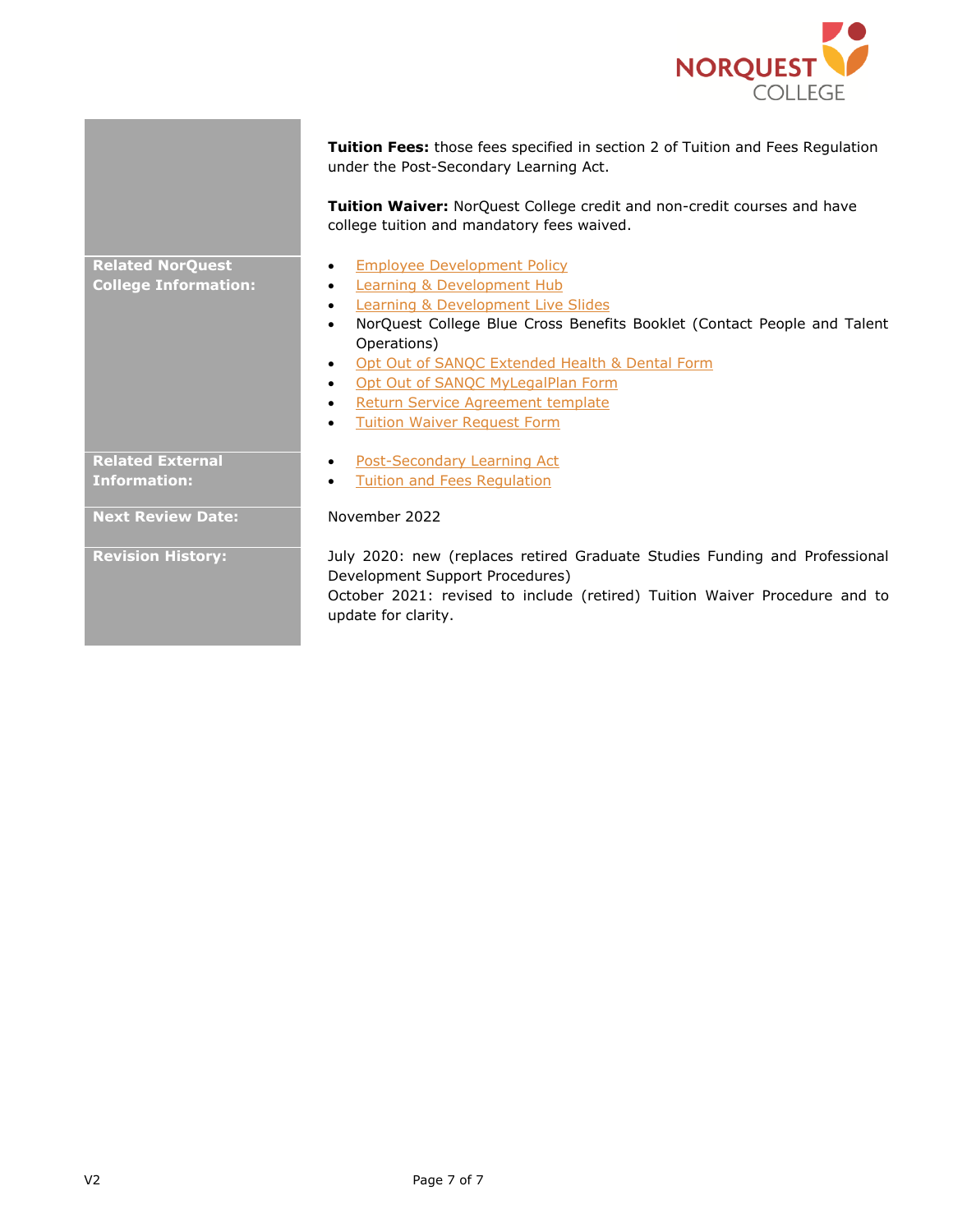| | |
|---|---|
| | **Tuition Fees:** those fees specified in section 2 of Tuition and Fees Regulation under the Post-Secondary Learning Act.<br><br>**Tuition Waiver:** NorQuest College credit and non-credit courses and have college tuition and mandatory fees waived. |
| **Related NorQuest College Information:** | • Employee Development Policy<br>• Learning & Development Hub<br>• Learning & Development Live Slides<br>• NorQuest College Blue Cross Benefits Booklet (Contact People and Talent Operations)<br>• Opt Out of SANQC Extended Health & Dental Form<br>• Opt Out of SANQC MyLegalPlan Form<br>• Return Service Agreement template<br>• Tuition Waiver Request Form |
| **Related External Information:** | • Post-Secondary Learning Act<br>• Tuition and Fees Regulation |
| **Next Review Date:** | November 2022 |
| **Revision History:** | July 2020: new (replaces retired Graduate Studies Funding and Professional Development Support Procedures)<br>October 2021: revised to include (retired) Tuition Waiver Procedure and to update for clarity. |